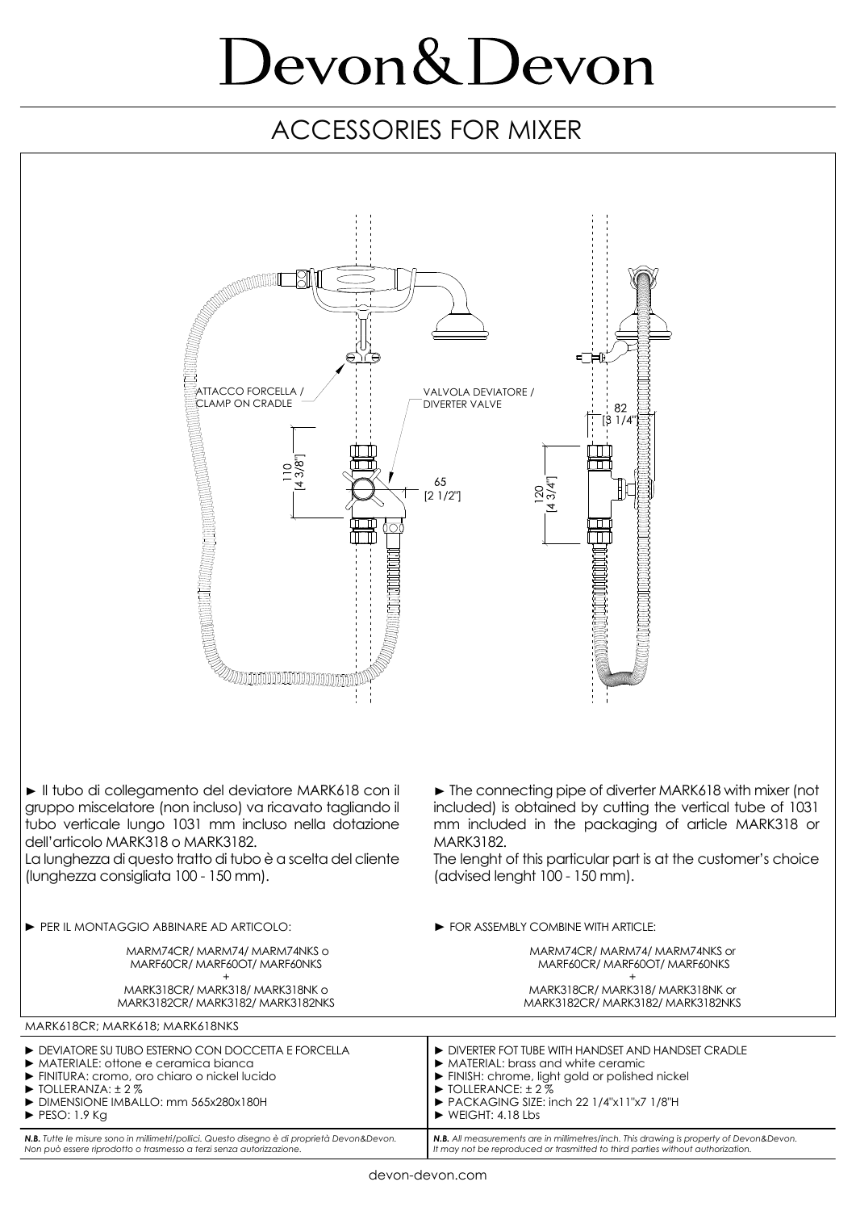# Devon&Devon

## ACCESSORIES FOR MIXER

ATTACCO FORCELLA / CLAMP ON CRADLE

VALVOLA DEVIATORE / DIVERTER VALVE

110 [4 3/8"]

65 [2 1/2"]

120 [4 3/4"]

82 [3 1/4"]

► Il tubo di collegamento del deviatore MARK618 con il gruppo miscelatore (non incluso) va ricavato tagliando il tubo verticale lungo 1031 mm incluso nella dotazione dell'articolo MARK318 o MARK3182.
La lunghezza di questo tratto di tubo è a scelta del cliente (lunghezza consigliata 100 - 150 mm).

► The connecting pipe of diverter MARK618 with mixer (not included) is obtained by cutting the vertical tube of 1031 mm included in the packaging of article MARK318 or MARK3182.
The lenght of this particular part is at the customer's choice (advised lenght 100 - 150 mm).

► PER IL MONTAGGIO ABBINARE AD ARTICOLO:

MARM74CR/ MARM74/ MARM74NKS o
MARF60CR/ MARF60OT/ MARF60NKS
+
MARK318CR/ MARK318/ MARK318NK o
MARK3182CR/ MARK3182/ MARK3182NKS

► FOR ASSEMBLY COMBINE WITH ARTICLE:

MARM74CR/ MARM74/ MARM74NKS or
MARF60CR/ MARF60OT/ MARF60NKS
+
MARK318CR/ MARK318/ MARK318NK or
MARK3182CR/ MARK3182/ MARK3182NKS

MARK618CR; MARK618; MARK618NKS

- ► DEVIATORE SU TUBO ESTERNO CON DOCCETTA E FORCELLA
- ► MATERIALE: ottone e ceramica bianca
- ► FINITURA: cromo, oro chiaro o nickel lucido
- ► TOLLERANZA: ± 2 %
- ► DIMENSIONE IMBALLO: mm 565x280x180H
- ► PESO: 1.9 Kg

- ► DIVERTER FOT TUBE WITH HANDSET AND HANDSET CRADLE
- ► MATERIAL: brass and white ceramic
- ► FINISH: chrome, light gold or polished nickel
- ► TOLLERANCE: ± 2 %
- ► PACKAGING SIZE: inch 22 1/4"x11"x7 1/8"H
- ► WEIGHT: 4.18 Lbs

***N.B.** Tutte le misure sono in millimetri/pollici. Questo disegno è di proprietà Devon&Devon. Non può essere riprodotto o trasmesso a terzi senza autorizzazione.*

***N.B.** All measurements are in millimetres/inch. This drawing is property of Devon&Devon. It may not be reproduced or trasmitted to third parties without authorization.*

devon-devon.com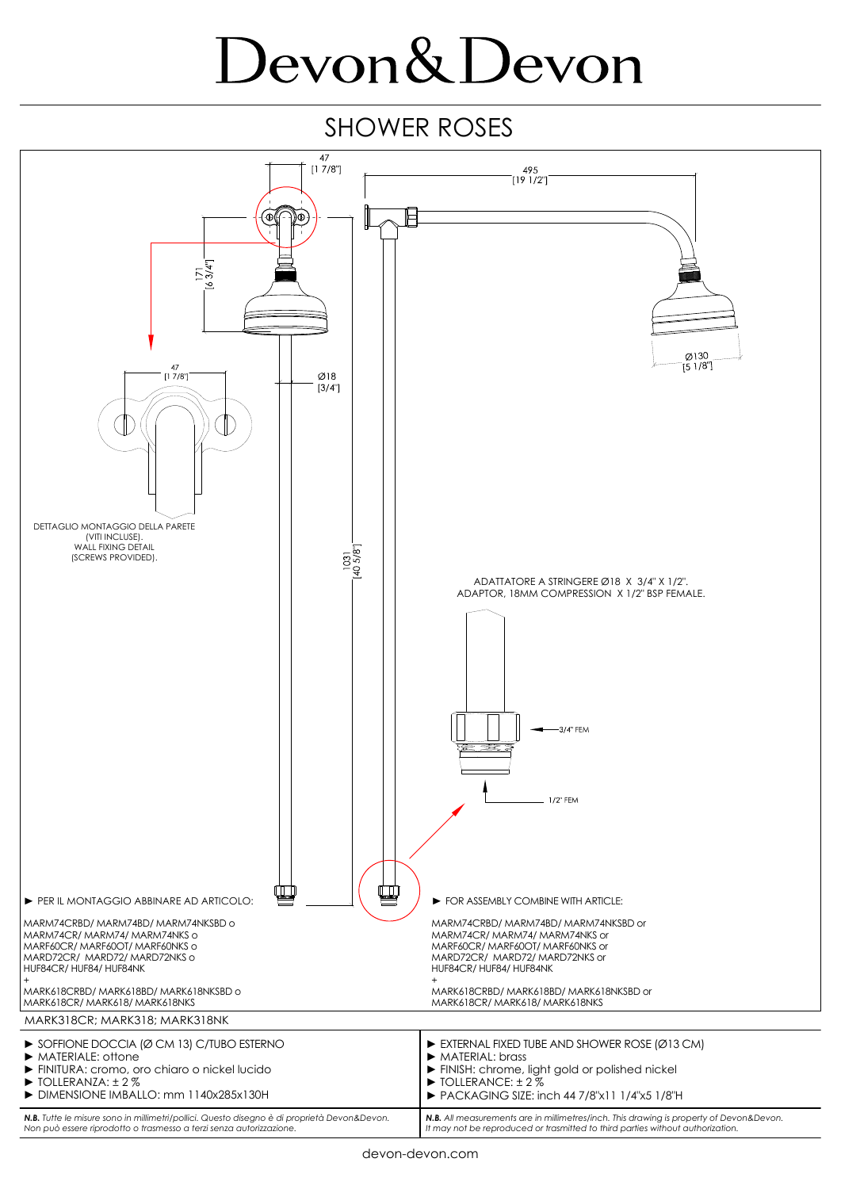# Devon&Devon

## SHOWER ROSES

47
[1 7/8"]

495
[19 1/2"]

171
[6 3/4"]

47
[1 7/8"]

Ø18
[3/4"]

Ø130
[5 1/8"]

DETTAGLIO MONTAGGIO DELLA PARETE
(VITI INCLUSE).
WALL FIXING DETAIL
(SCREWS PROVIDED).

1031
[40 5/8"]

ADATTATORE A STRINGERE Ø18 X 3/4" X 1/2".
ADAPTOR, 18MM COMPRESSION X 1/2" BSP FEMALE.

3/4" FEM

1/2" FEM

► PER IL MONTAGGIO ABBINARE AD ARTICOLO:

MARM74CRBD/ MARM74BD/ MARM74NKSBD o
MARM74CR/ MARM74/ MARM74NKS o
MARF60CR/ MARF60OT/ MARF60NKS o
MARD72CR/ MARD72/ MARD72NKS o
HUF84CR/ HUF84/ HUF84NK
+
MARK618CRBD/ MARK618BD/ MARK618NKSBD o
MARK618CR/ MARK618/ MARK618NKS

► FOR ASSEMBLY COMBINE WITH ARTICLE:

MARM74CRBD/ MARM74BD/ MARM74NKSBD or
MARM74CR/ MARM74/ MARM74NKS or
MARF60CR/ MARF60OT/ MARF60NKS or
MARD72CR/ MARD72/ MARD72NKS or
HUF84CR/ HUF84/ HUF84NK
+
MARK618CRBD/ MARK618BD/ MARK618NKSBD or
MARK618CR/ MARK618/ MARK618NKS

MARK318CR; MARK318; MARK318NK

- ► SOFFIONE DOCCIA (Ø CM 13) C/TUBO ESTERNO
- ► MATERIALE: ottone
- ► FINITURA: cromo, oro chiaro o nickel lucido
- ► TOLLERANZA: ± 2 %
- ► DIMENSIONE IMBALLO: mm 1140x285x130H

- ► EXTERNAL FIXED TUBE AND SHOWER ROSE (Ø13 CM)
- ► MATERIAL: brass
- ► FINISH: chrome, light gold or polished nickel
- ► TOLLERANCE: ± 2 %
- ► PACKAGING SIZE: inch 44 7/8"x11 1/4"x5 1/8"H

***N.B.*** *Tutte le misure sono in millimetri/pollici. Questo disegno è di proprietà Devon&Devon. Non può essere riprodotto o trasmesso a terzi senza autorizzazione.*

***N.B.*** *All measurements are in millimetres/inch. This drawing is property of Devon&Devon. It may not be reproduced or trasmitted to third parties without authorization.*

devon-devon.com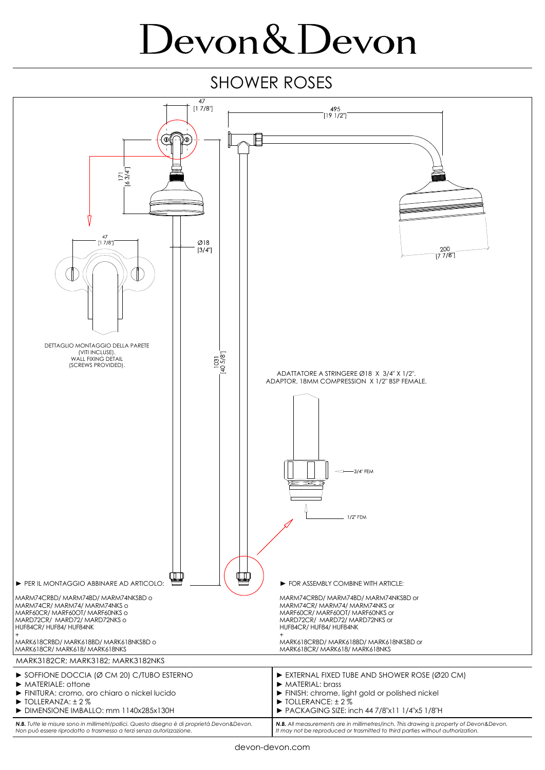# Devon&Devon

## SHOWER ROSES

47
[1 7/8"]

495
[19 1/2"]

171
[6 3/4"]

47
[1 7/8"]

Ø18
[3/4"]

200
[7 7/8"]

DETTAGLIO MONTAGGIO DELLA PARETE
(VITI INCLUSE).
WALL FIXING DETAIL
(SCREWS PROVIDED).

1031
[40 5/8"]

ADATTATORE A STRINGERE Ø18 X 3/4" X 1/2".
ADAPTOR, 18MM COMPRESSION X 1/2" BSP FEMALE.

3/4" FEM

1/2" FEM

► PER IL MONTAGGIO ABBINARE AD ARTICOLO:

MARM74CRBD/ MARM74BD/ MARM74NKSBD o
MARM74CR/ MARM74/ MARM74NKS o
MARF60CR/ MARF60OT/ MARF60NKS o
MARD72CR/ MARD72/ MARD72NKS o
HUF84CR/ HUF84/ HUF84NK
+
MARK618CRBD/ MARK618BD/ MARK618NKSBD o
MARK618CR/ MARK618/ MARK618NKS

► FOR ASSEMBLY COMBINE WITH ARTICLE:

MARM74CRBD/ MARM74BD/ MARM74NKSBD or
MARM74CR/ MARM74/ MARM74NKS or
MARF60CR/ MARF60OT/ MARF60NKS or
MARD72CR/ MARD72/ MARD72NKS or
HUF84CR/ HUF84/ HUF84NK
+
MARK618CRBD/ MARK618BD/ MARK618NKSBD or
MARK618CR/ MARK618/ MARK618NKS

MARK3182CR; MARK3182; MARK3182NKS

| | |
|---|---|
| ► SOFFIONE DOCCIA (Ø CM 20) C/TUBO ESTERNO<br>► MATERIALE: ottone<br>► FINITURA: cromo, oro chiaro o nickel lucido<br>► TOLLERANZA: ± 2 %<br>► DIMENSIONE IMBALLO: mm 1140x285x130H | ► EXTERNAL FIXED TUBE AND SHOWER ROSE (Ø20 CM)<br>► MATERIAL: brass<br>► FINISH: chrome, light gold or polished nickel<br>► TOLLERANCE: ± 2 %<br>► PACKAGING SIZE: inch 44 7/8"x11 1/4"x5 1/8"H |
| ***N.B.*** *Tutte le misure sono in millimetri/pollici. Questo disegno è di proprietà Devon&Devon. Non può essere riprodotto o trasmesso a terzi senza autorizzazione.* | ***N.B.*** *All measurements are in millimetres/inch. This drawing is property of Devon&Devon. It may not be reproduced or trasmitted to third parties without authorization.* |

devon-devon.com